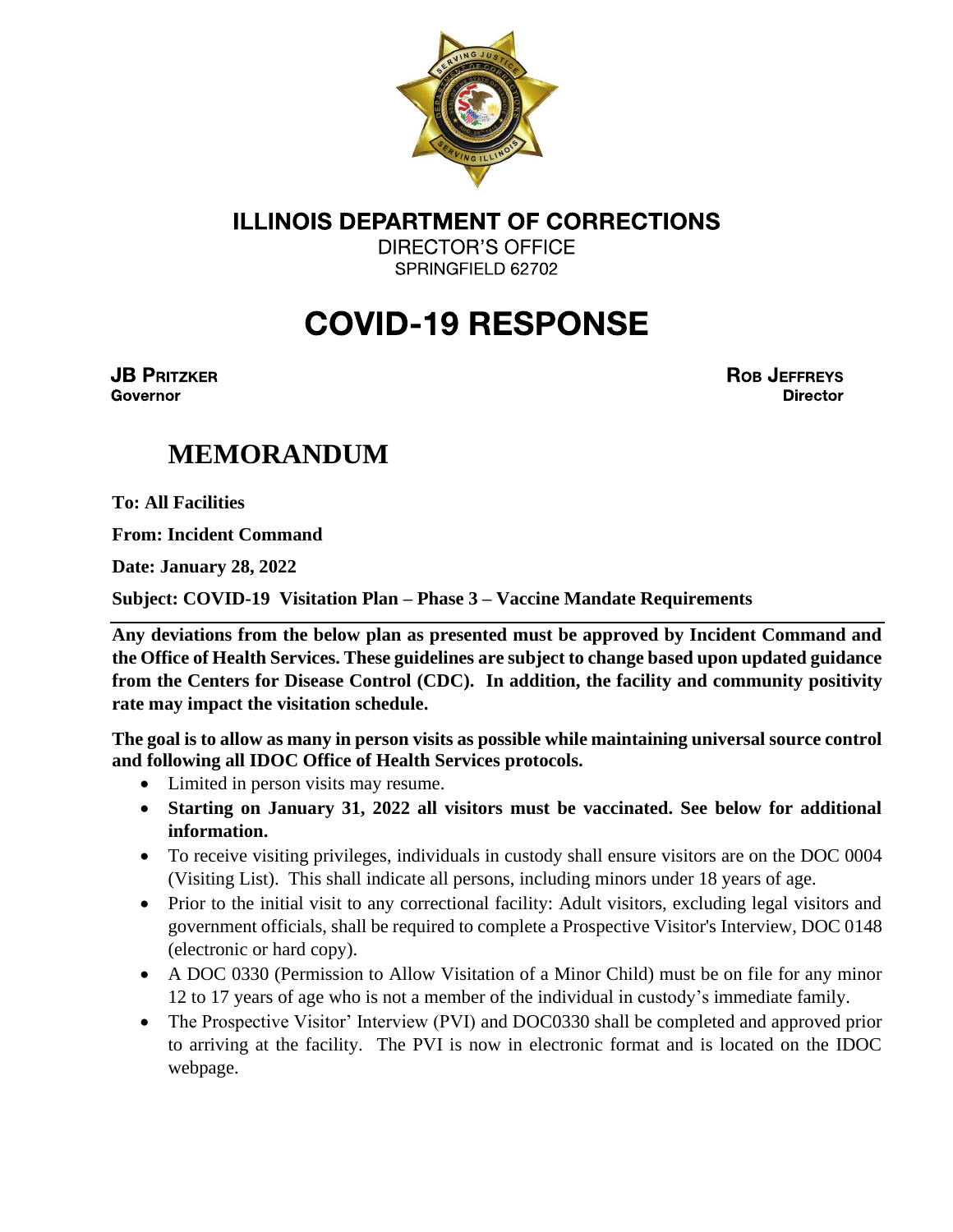# ILLINOIS DEPARTMENT OF CORRECTIONS

DIRECTOR'S OFFICE

SPRINGFIELD 62702

# COVID-19 RESPONSE

**JB PRITZKER**
**Governor**

**ROB JEFFREYS**
**Director**

## MEMORANDUM

**To: All Facilities**

**From: Incident Command**

**Date: January 28, 2022**

**Subject: COVID-19 Visitation Plan – Phase 3 – Vaccine Mandate Requirements**

---

**Any deviations from the below plan as presented must be approved by Incident Command and the Office of Health Services. These guidelines are subject to change based upon updated guidance from the Centers for Disease Control (CDC). In addition, the facility and community positivity rate may impact the visitation schedule.**

**The goal is to allow as many in person visits as possible while maintaining universal source control and following all IDOC Office of Health Services protocols.**

- Limited in person visits may resume.
- **Starting on January 31, 2022 all visitors must be vaccinated. See below for additional information.**
- To receive visiting privileges, individuals in custody shall ensure visitors are on the DOC 0004 (Visiting List). This shall indicate all persons, including minors under 18 years of age.
- Prior to the initial visit to any correctional facility: Adult visitors, excluding legal visitors and government officials, shall be required to complete a Prospective Visitor's Interview, DOC 0148 (electronic or hard copy).
- A DOC 0330 (Permission to Allow Visitation of a Minor Child) must be on file for any minor 12 to 17 years of age who is not a member of the individual in custody's immediate family.
- The Prospective Visitor' Interview (PVI) and DOC0330 shall be completed and approved prior to arriving at the facility. The PVI is now in electronic format and is located on the IDOC webpage.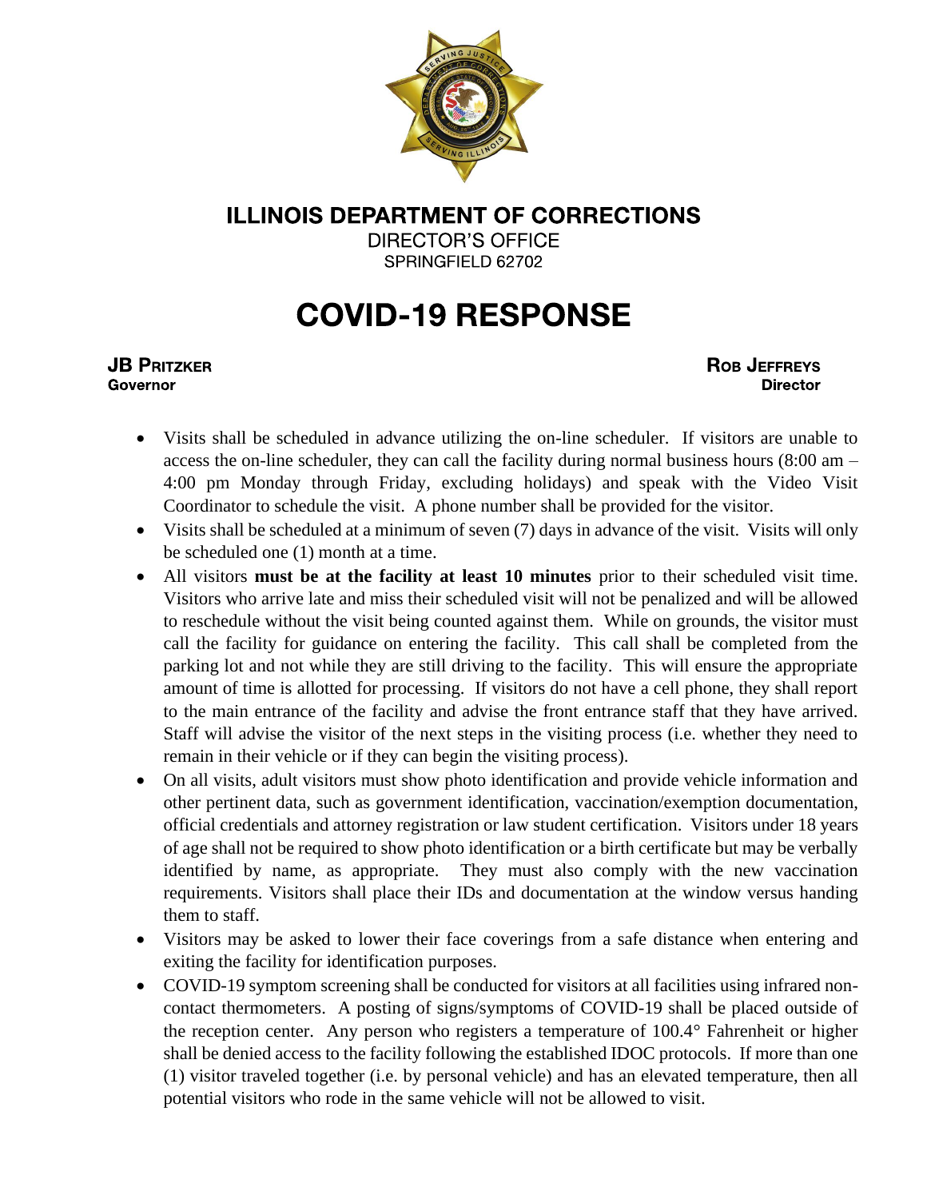**ILLINOIS DEPARTMENT OF CORRECTIONS**

DIRECTOR'S OFFICE

SPRINGFIELD 62702

# COVID-19 RESPONSE

**JB PRITZKER**
**Governor**

**ROB JEFFREYS**
**Director**

- Visits shall be scheduled in advance utilizing the on-line scheduler. If visitors are unable to access the on-line scheduler, they can call the facility during normal business hours (8:00 am – 4:00 pm Monday through Friday, excluding holidays) and speak with the Video Visit Coordinator to schedule the visit. A phone number shall be provided for the visitor.
- Visits shall be scheduled at a minimum of seven (7) days in advance of the visit. Visits will only be scheduled one (1) month at a time.
- All visitors **must be at the facility at least 10 minutes** prior to their scheduled visit time. Visitors who arrive late and miss their scheduled visit will not be penalized and will be allowed to reschedule without the visit being counted against them. While on grounds, the visitor must call the facility for guidance on entering the facility. This call shall be completed from the parking lot and not while they are still driving to the facility. This will ensure the appropriate amount of time is allotted for processing. If visitors do not have a cell phone, they shall report to the main entrance of the facility and advise the front entrance staff that they have arrived. Staff will advise the visitor of the next steps in the visiting process (i.e. whether they need to remain in their vehicle or if they can begin the visiting process).
- On all visits, adult visitors must show photo identification and provide vehicle information and other pertinent data, such as government identification, vaccination/exemption documentation, official credentials and attorney registration or law student certification. Visitors under 18 years of age shall not be required to show photo identification or a birth certificate but may be verbally identified by name, as appropriate. They must also comply with the new vaccination requirements. Visitors shall place their IDs and documentation at the window versus handing them to staff.
- Visitors may be asked to lower their face coverings from a safe distance when entering and exiting the facility for identification purposes.
- COVID-19 symptom screening shall be conducted for visitors at all facilities using infrared non-contact thermometers. A posting of signs/symptoms of COVID-19 shall be placed outside of the reception center. Any person who registers a temperature of 100.4° Fahrenheit or higher shall be denied access to the facility following the established IDOC protocols. If more than one (1) visitor traveled together (i.e. by personal vehicle) and has an elevated temperature, then all potential visitors who rode in the same vehicle will not be allowed to visit.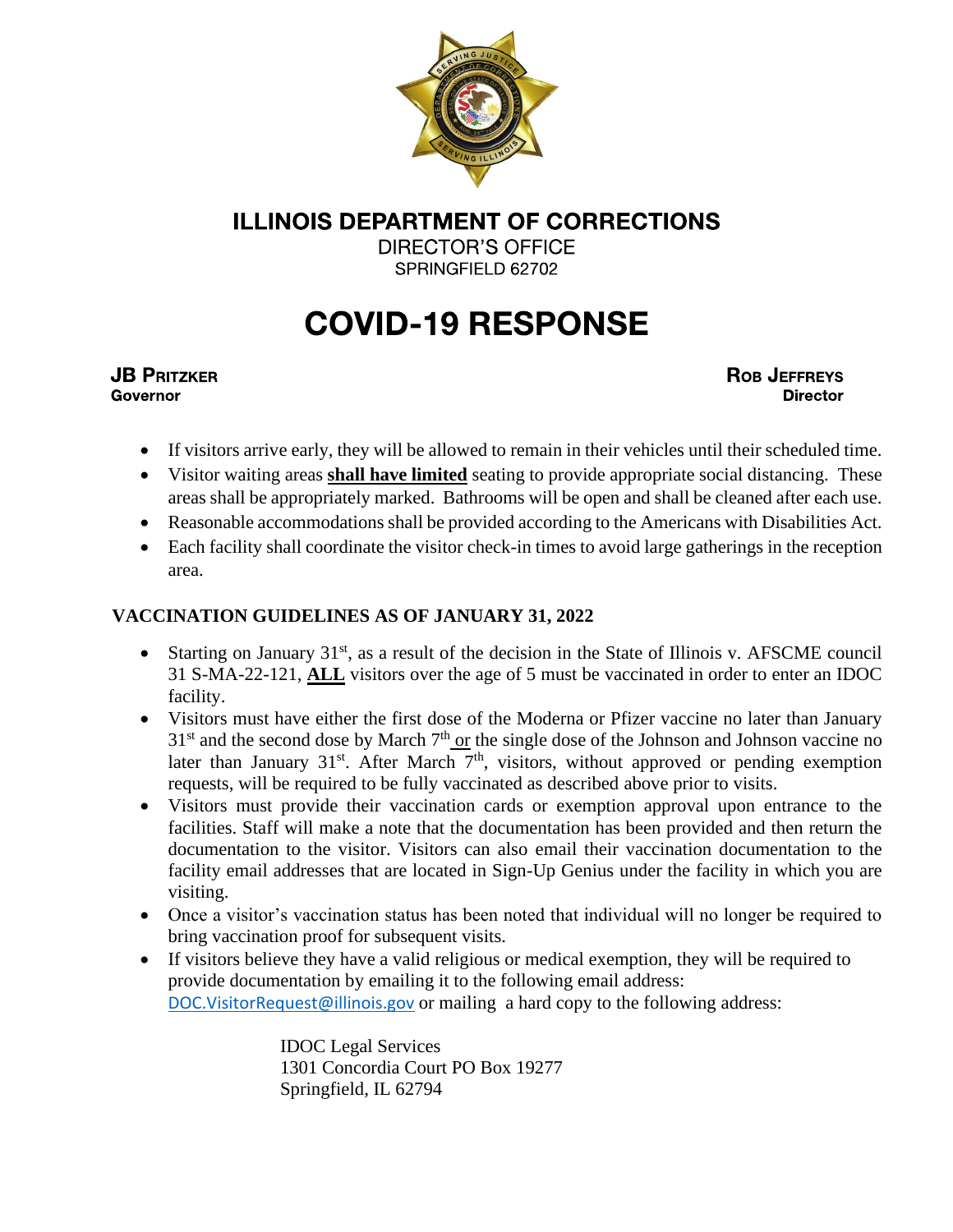# ILLINOIS DEPARTMENT OF CORRECTIONS

DIRECTOR'S OFFICE
SPRINGFIELD 62702

# COVID-19 RESPONSE

**JB PRITZKER**
**Governor**

**ROB JEFFREYS**
**Director**

- If visitors arrive early, they will be allowed to remain in their vehicles until their scheduled time.
- Visitor waiting areas **shall have limited** seating to provide appropriate social distancing. These areas shall be appropriately marked. Bathrooms will be open and shall be cleaned after each use.
- Reasonable accommodations shall be provided according to the Americans with Disabilities Act.
- Each facility shall coordinate the visitor check-in times to avoid large gatherings in the reception area.

## VACCINATION GUIDELINES AS OF JANUARY 31, 2022

- Starting on January 31st, as a result of the decision in the State of Illinois v. AFSCME council 31 S-MA-22-121, **ALL** visitors over the age of 5 must be vaccinated in order to enter an IDOC facility.
- Visitors must have either the first dose of the Moderna or Pfizer vaccine no later than January 31st and the second dose by March 7th or the single dose of the Johnson and Johnson vaccine no later than January 31st. After March 7th, visitors, without approved or pending exemption requests, will be required to be fully vaccinated as described above prior to visits.
- Visitors must provide their vaccination cards or exemption approval upon entrance to the facilities. Staff will make a note that the documentation has been provided and then return the documentation to the visitor. Visitors can also email their vaccination documentation to the facility email addresses that are located in Sign-Up Genius under the facility in which you are visiting.
- Once a visitor's vaccination status has been noted that individual will no longer be required to bring vaccination proof for subsequent visits.
- If visitors believe they have a valid religious or medical exemption, they will be required to provide documentation by emailing it to the following email address: DOC.VisitorRequest@illinois.gov or mailing a hard copy to the following address:

  IDOC Legal Services
  1301 Concordia Court PO Box 19277
  Springfield, IL 62794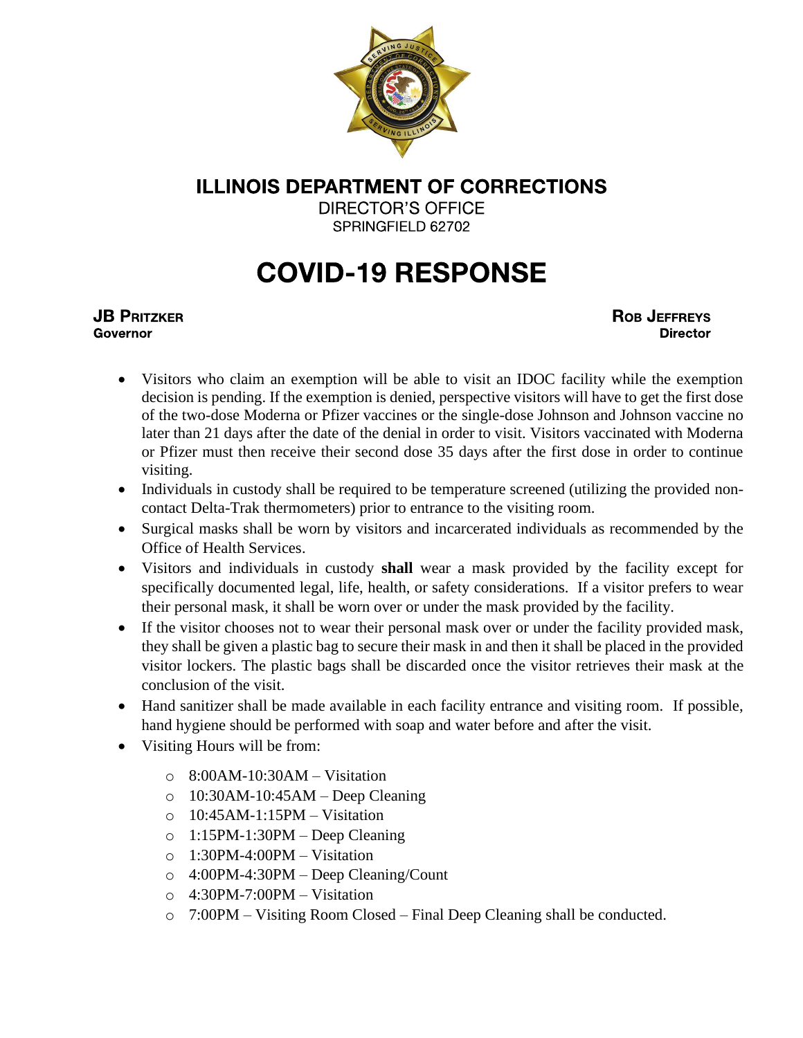**ILLINOIS DEPARTMENT OF CORRECTIONS**
DIRECTOR'S OFFICE
SPRINGFIELD 62702

# COVID-19 RESPONSE

**JB PRITZKER**
**Governor**

**ROB JEFFREYS**
**Director**

- Visitors who claim an exemption will be able to visit an IDOC facility while the exemption decision is pending. If the exemption is denied, perspective visitors will have to get the first dose of the two-dose Moderna or Pfizer vaccines or the single-dose Johnson and Johnson vaccine no later than 21 days after the date of the denial in order to visit. Visitors vaccinated with Moderna or Pfizer must then receive their second dose 35 days after the first dose in order to continue visiting.
- Individuals in custody shall be required to be temperature screened (utilizing the provided non-contact Delta-Trak thermometers) prior to entrance to the visiting room.
- Surgical masks shall be worn by visitors and incarcerated individuals as recommended by the Office of Health Services.
- Visitors and individuals in custody **shall** wear a mask provided by the facility except for specifically documented legal, life, health, or safety considerations. If a visitor prefers to wear their personal mask, it shall be worn over or under the mask provided by the facility.
- If the visitor chooses not to wear their personal mask over or under the facility provided mask, they shall be given a plastic bag to secure their mask in and then it shall be placed in the provided visitor lockers. The plastic bags shall be discarded once the visitor retrieves their mask at the conclusion of the visit.
- Hand sanitizer shall be made available in each facility entrance and visiting room. If possible, hand hygiene should be performed with soap and water before and after the visit.
- Visiting Hours will be from:
  - 8:00AM-10:30AM – Visitation
  - 10:30AM-10:45AM – Deep Cleaning
  - 10:45AM-1:15PM – Visitation
  - 1:15PM-1:30PM – Deep Cleaning
  - 1:30PM-4:00PM – Visitation
  - 4:00PM-4:30PM – Deep Cleaning/Count
  - 4:30PM-7:00PM – Visitation
  - 7:00PM – Visiting Room Closed – Final Deep Cleaning shall be conducted.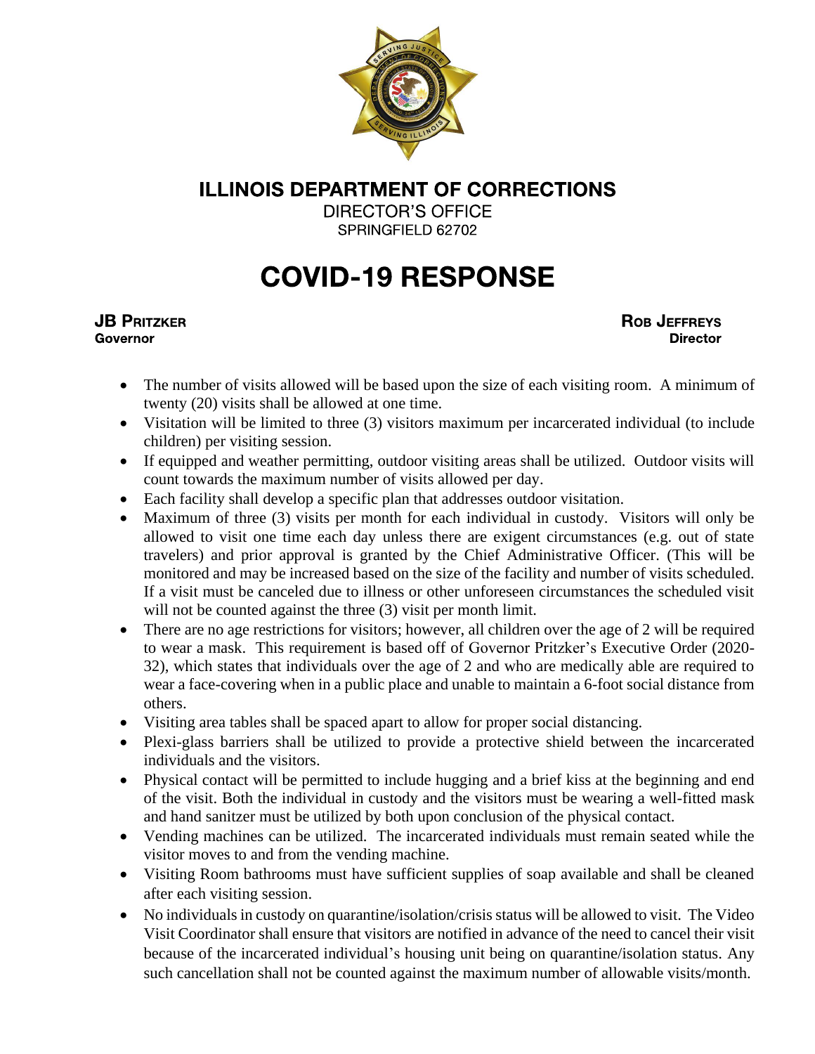**ILLINOIS DEPARTMENT OF CORRECTIONS**

DIRECTOR'S OFFICE

SPRINGFIELD 62702

# COVID-19 RESPONSE

**JB PRITZKER**
**Governor**

**ROB JEFFREYS**
**Director**

- The number of visits allowed will be based upon the size of each visiting room. A minimum of twenty (20) visits shall be allowed at one time.
- Visitation will be limited to three (3) visitors maximum per incarcerated individual (to include children) per visiting session.
- If equipped and weather permitting, outdoor visiting areas shall be utilized. Outdoor visits will count towards the maximum number of visits allowed per day.
- Each facility shall develop a specific plan that addresses outdoor visitation.
- Maximum of three (3) visits per month for each individual in custody. Visitors will only be allowed to visit one time each day unless there are exigent circumstances (e.g. out of state travelers) and prior approval is granted by the Chief Administrative Officer. (This will be monitored and may be increased based on the size of the facility and number of visits scheduled. If a visit must be canceled due to illness or other unforeseen circumstances the scheduled visit will not be counted against the three (3) visit per month limit.
- There are no age restrictions for visitors; however, all children over the age of 2 will be required to wear a mask. This requirement is based off of Governor Pritzker's Executive Order (2020-32), which states that individuals over the age of 2 and who are medically able are required to wear a face-covering when in a public place and unable to maintain a 6-foot social distance from others.
- Visiting area tables shall be spaced apart to allow for proper social distancing.
- Plexi-glass barriers shall be utilized to provide a protective shield between the incarcerated individuals and the visitors.
- Physical contact will be permitted to include hugging and a brief kiss at the beginning and end of the visit. Both the individual in custody and the visitors must be wearing a well-fitted mask and hand sanitzer must be utilized by both upon conclusion of the physical contact.
- Vending machines can be utilized. The incarcerated individuals must remain seated while the visitor moves to and from the vending machine.
- Visiting Room bathrooms must have sufficient supplies of soap available and shall be cleaned after each visiting session.
- No individuals in custody on quarantine/isolation/crisis status will be allowed to visit. The Video Visit Coordinator shall ensure that visitors are notified in advance of the need to cancel their visit because of the incarcerated individual's housing unit being on quarantine/isolation status. Any such cancellation shall not be counted against the maximum number of allowable visits/month.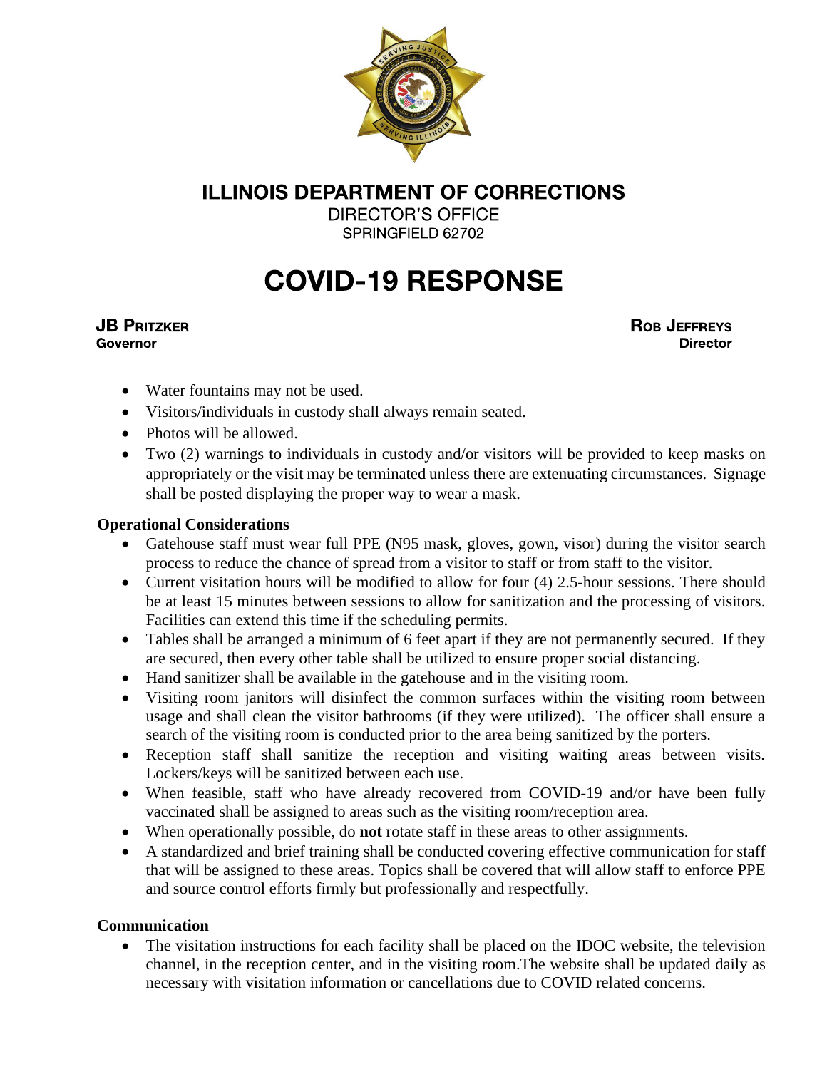**ILLINOIS DEPARTMENT OF CORRECTIONS**

DIRECTOR'S OFFICE

SPRINGFIELD 62702

# COVID-19 RESPONSE

**JB PRITZKER**
**Governor**

**ROB JEFFREYS**
**Director**

- Water fountains may not be used.
- Visitors/individuals in custody shall always remain seated.
- Photos will be allowed.
- Two (2) warnings to individuals in custody and/or visitors will be provided to keep masks on appropriately or the visit may be terminated unless there are extenuating circumstances. Signage shall be posted displaying the proper way to wear a mask.

**Operational Considerations**

- Gatehouse staff must wear full PPE (N95 mask, gloves, gown, visor) during the visitor search process to reduce the chance of spread from a visitor to staff or from staff to the visitor.
- Current visitation hours will be modified to allow for four (4) 2.5-hour sessions. There should be at least 15 minutes between sessions to allow for sanitization and the processing of visitors. Facilities can extend this time if the scheduling permits.
- Tables shall be arranged a minimum of 6 feet apart if they are not permanently secured. If they are secured, then every other table shall be utilized to ensure proper social distancing.
- Hand sanitizer shall be available in the gatehouse and in the visiting room.
- Visiting room janitors will disinfect the common surfaces within the visiting room between usage and shall clean the visitor bathrooms (if they were utilized). The officer shall ensure a search of the visiting room is conducted prior to the area being sanitized by the porters.
- Reception staff shall sanitize the reception and visiting waiting areas between visits. Lockers/keys will be sanitized between each use.
- When feasible, staff who have already recovered from COVID-19 and/or have been fully vaccinated shall be assigned to areas such as the visiting room/reception area.
- When operationally possible, do **not** rotate staff in these areas to other assignments.
- A standardized and brief training shall be conducted covering effective communication for staff that will be assigned to these areas. Topics shall be covered that will allow staff to enforce PPE and source control efforts firmly but professionally and respectfully.

**Communication**

- The visitation instructions for each facility shall be placed on the IDOC website, the television channel, in the reception center, and in the visiting room.The website shall be updated daily as necessary with visitation information or cancellations due to COVID related concerns.